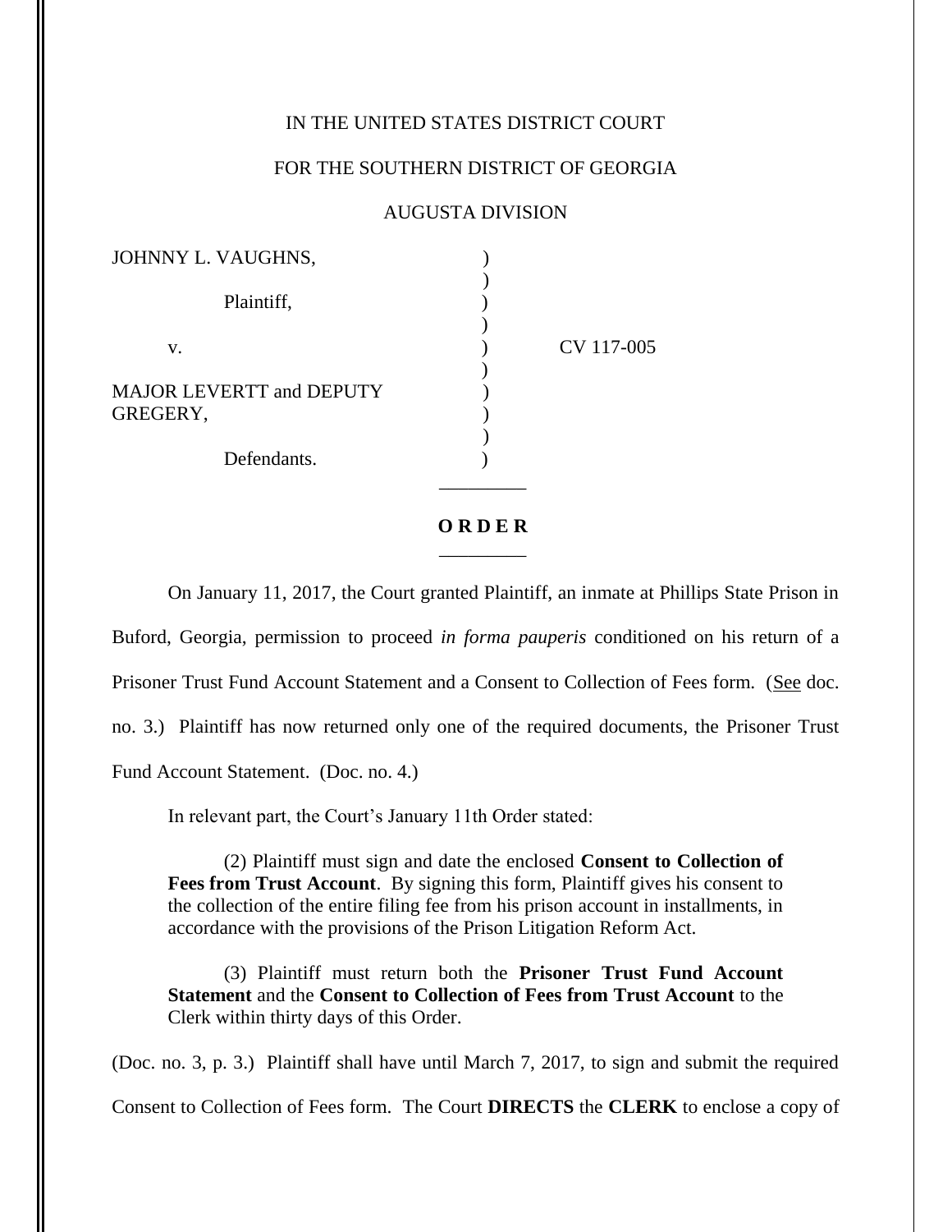IN THE UNITED STATES DISTRICT COURT

FOR THE SOUTHERN DISTRICT OF GEORGIA

AUGUSTA DIVISION

| | | |
|---|---|---|
| JOHNNY L. VAUGHNS, | ) | |
| Plaintiff, | ) | |
| v. | ) | CV 117-005 |
| MAJOR LEVERTT and DEPUTY GREGERY, | ) | |
| Defendants. | ) | |

**O R D E R**

On January 11, 2017, the Court granted Plaintiff, an inmate at Phillips State Prison in Buford, Georgia, permission to proceed *in forma pauperis* conditioned on his return of a Prisoner Trust Fund Account Statement and a Consent to Collection of Fees form. (See doc. no. 3.) Plaintiff has now returned only one of the required documents, the Prisoner Trust Fund Account Statement. (Doc. no. 4.)

In relevant part, the Court's January 11th Order stated:

> (2) Plaintiff must sign and date the enclosed **Consent to Collection of Fees from Trust Account**. By signing this form, Plaintiff gives his consent to the collection of the entire filing fee from his prison account in installments, in accordance with the provisions of the Prison Litigation Reform Act.
>
> (3) Plaintiff must return both the **Prisoner Trust Fund Account Statement** and the **Consent to Collection of Fees from Trust Account** to the Clerk within thirty days of this Order.

(Doc. no. 3, p. 3.) Plaintiff shall have until March 7, 2017, to sign and submit the required Consent to Collection of Fees form. The Court **DIRECTS** the **CLERK** to enclose a copy of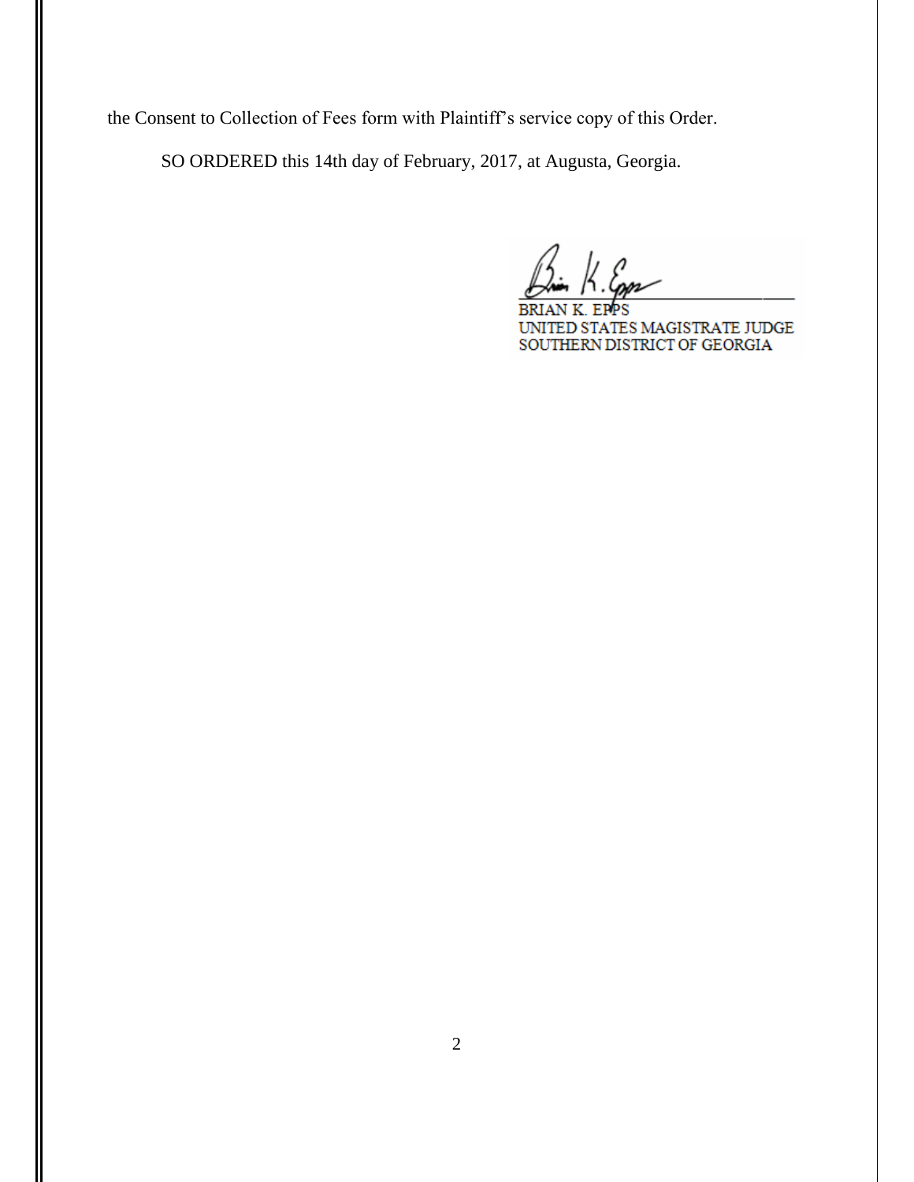the Consent to Collection of Fees form with Plaintiff's service copy of this Order.

SO ORDERED this 14th day of February, 2017, at Augusta, Georgia.

BRIAN K. EPPS
UNITED STATES MAGISTRATE JUDGE
SOUTHERN DISTRICT OF GEORGIA